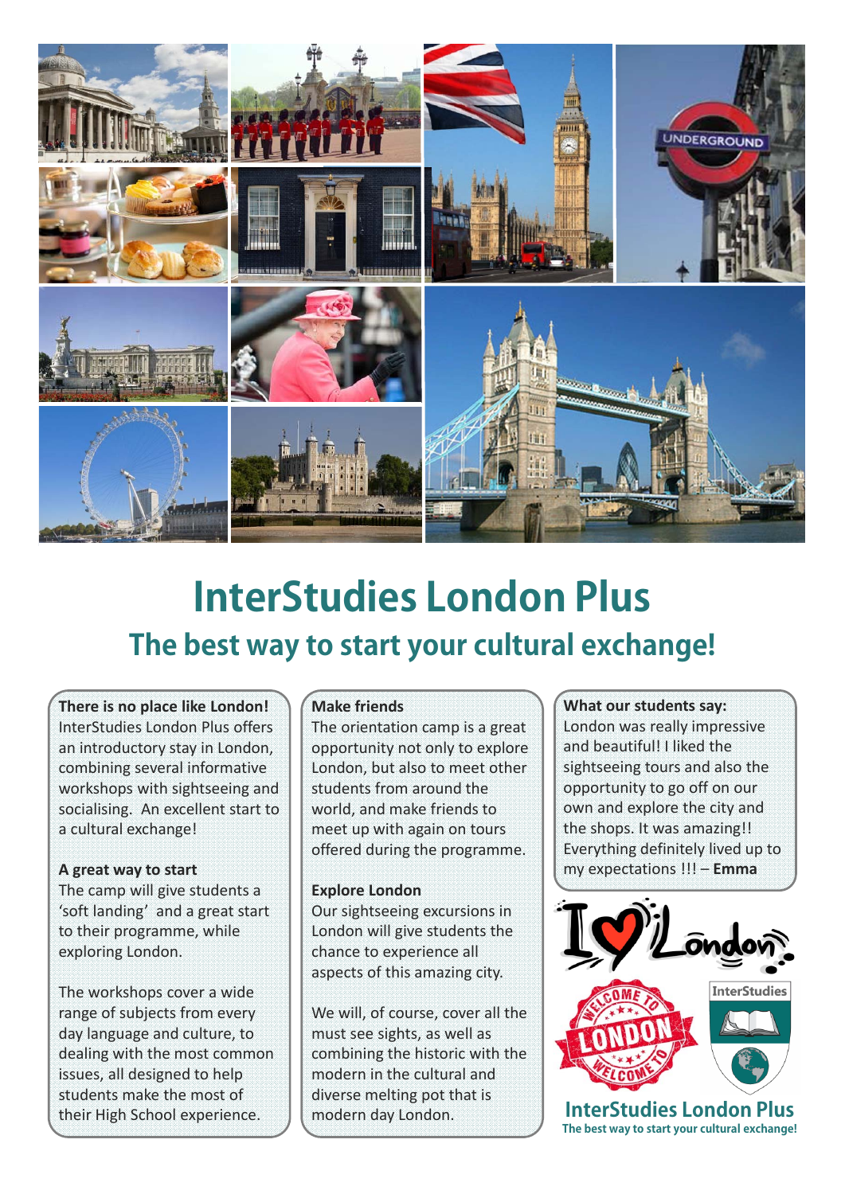# InterStudies London Plus

## The best way to start your cultural exchange!

**There is no place like London!**
InterStudies London Plus offers an introductory stay in London, combining several informative workshops with sightseeing and socialising. An excellent start to a cultural exchange!

**A great way to start**
The camp will give students a 'soft landing' and a great start to their programme, while exploring London.

The workshops cover a wide range of subjects from every day language and culture, to dealing with the most common issues, all designed to help students make the most of their High School experience.

**Make friends**
The orientation camp is a great opportunity not only to explore London, but also to meet other students from around the world, and make friends to meet up with again on tours offered during the programme.

**Explore London**
Our sightseeing excursions in London will give students the chance to experience all aspects of this amazing city.

We will, of course, cover all the must see sights, as well as combining the historic with the modern in the cultural and diverse melting pot that is modern day London.

**What our students say:**
London was really impressive and beautiful! I liked the sightseeing tours and also the opportunity to go off on our own and explore the city and the shops. It was amazing!! Everything definitely lived up to my expectations !!! – **Emma**

**InterStudies London Plus**
The best way to start your cultural exchange!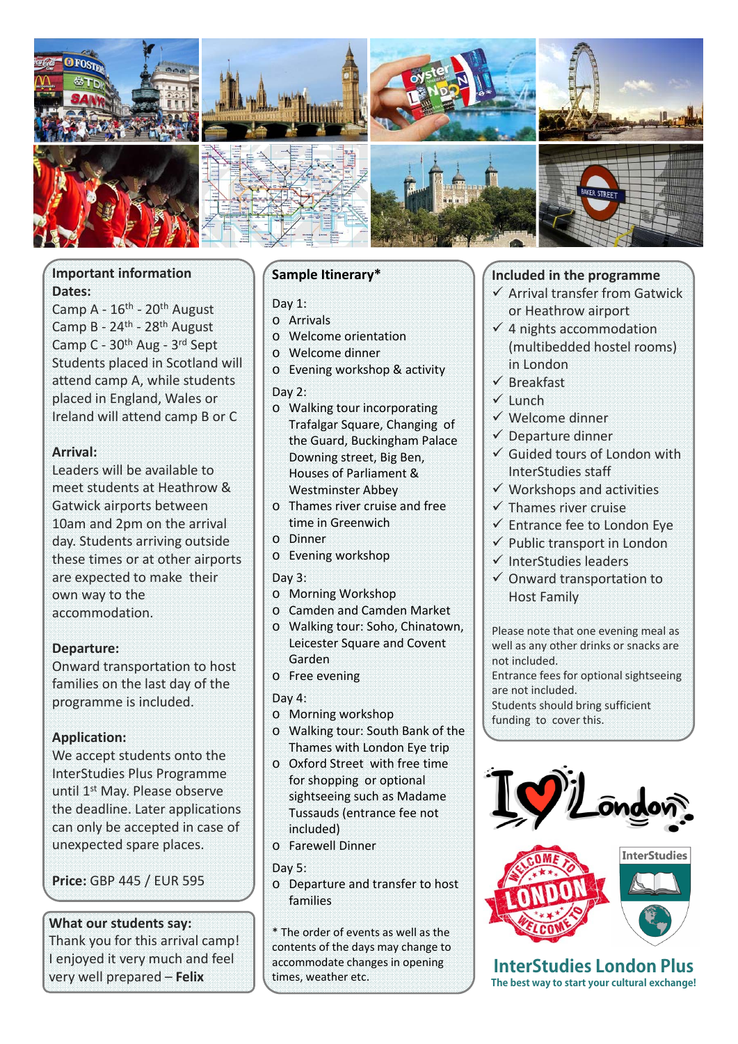## Important information

**Dates:**

Camp A - 16th - 20th August
Camp B - 24th - 28th August
Camp C - 30th Aug - 3rd Sept

Students placed in Scotland will attend camp A, while students placed in England, Wales or Ireland will attend camp B or C

**Arrival:**

Leaders will be available to meet students at Heathrow & Gatwick airports between 10am and 2pm on the arrival day. Students arriving outside these times or at other airports are expected to make their own way to the accommodation.

**Departure:**

Onward transportation to host families on the last day of the programme is included.

**Application:**

We accept students onto the InterStudies Plus Programme until 1st May. Please observe the deadline. Later applications can only be accepted in case of unexpected spare places.

**Price:** GBP 445 / EUR 595

## What our students say:

Thank you for this arrival camp! I enjoyed it very much and feel very well prepared – **Felix**

## Sample Itinerary*

Day 1:
- Arrivals
- Welcome orientation
- Welcome dinner
- Evening workshop & activity

Day 2:
- Walking tour incorporating Trafalgar Square, Changing of the Guard, Buckingham Palace Downing street, Big Ben, Houses of Parliament & Westminster Abbey
- Thames river cruise and free time in Greenwich
- Dinner
- Evening workshop

Day 3:
- Morning Workshop
- Camden and Camden Market
- Walking tour: Soho, Chinatown, Leicester Square and Covent Garden
- Free evening

Day 4:
- Morning workshop
- Walking tour: South Bank of the Thames with London Eye trip
- Oxford Street with free time for shopping or optional sightseeing such as Madame Tussauds (entrance fee not included)
- Farewell Dinner

Day 5:
- Departure and transfer to host families

* The order of events as well as the contents of the days may change to accommodate changes in opening times, weather etc.

## Included in the programme

- ✓ Arrival transfer from Gatwick or Heathrow airport
- ✓ 4 nights accommodation (multibedded hostel rooms) in London
- ✓ Breakfast
- ✓ Lunch
- ✓ Welcome dinner
- ✓ Departure dinner
- ✓ Guided tours of London with InterStudies staff
- ✓ Workshops and activities
- ✓ Thames river cruise
- ✓ Entrance fee to London Eye
- ✓ Public transport in London
- ✓ InterStudies leaders
- ✓ Onward transportation to Host Family

Please note that one evening meal as well as any other drinks or snacks are not included.
Entrance fees for optional sightseeing are not included.
Students should bring sufficient funding to cover this.

I ♥ London

**InterStudies London Plus**

The best way to start your cultural exchange!